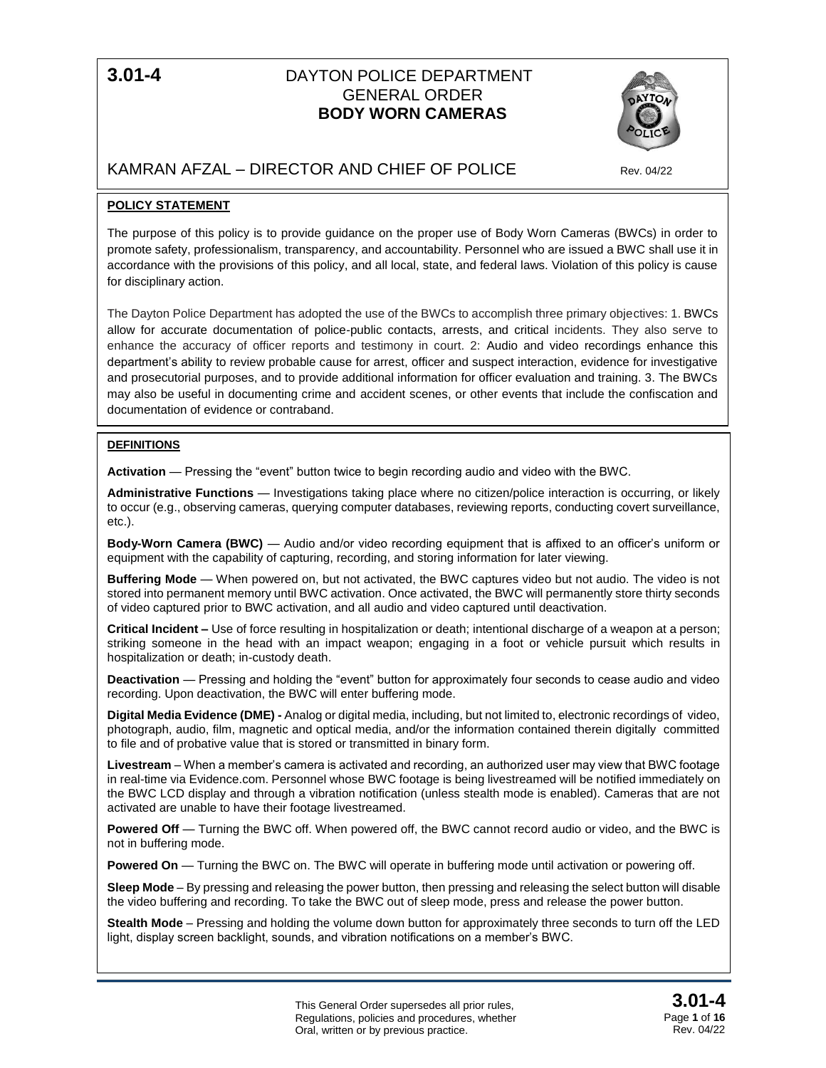# 3.01-4 DAYTON POLICE DEPARTMENT GENERAL ORDER **BODY WORN CAMERAS**

KAMRAN AFZAL – DIRECTOR AND CHIEF OF POLICE

Rev. 04/22

## POLICY STATEMENT

The purpose of this policy is to provide guidance on the proper use of Body Worn Cameras (BWCs) in order to promote safety, professionalism, transparency, and accountability. Personnel who are issued a BWC shall use it in accordance with the provisions of this policy, and all local, state, and federal laws. Violation of this policy is cause for disciplinary action.

The Dayton Police Department has adopted the use of the BWCs to accomplish three primary objectives: 1. BWCs allow for accurate documentation of police-public contacts, arrests, and critical incidents. They also serve to enhance the accuracy of officer reports and testimony in court. 2: Audio and video recordings enhance this department's ability to review probable cause for arrest, officer and suspect interaction, evidence for investigative and prosecutorial purposes, and to provide additional information for officer evaluation and training. 3. The BWCs may also be useful in documenting crime and accident scenes, or other events that include the confiscation and documentation of evidence or contraband.

## DEFINITIONS

**Activation** — Pressing the "event" button twice to begin recording audio and video with the BWC.

**Administrative Functions** — Investigations taking place where no citizen/police interaction is occurring, or likely to occur (e.g., observing cameras, querying computer databases, reviewing reports, conducting covert surveillance, etc.).

**Body-Worn Camera (BWC)** — Audio and/or video recording equipment that is affixed to an officer's uniform or equipment with the capability of capturing, recording, and storing information for later viewing.

**Buffering Mode** — When powered on, but not activated, the BWC captures video but not audio. The video is not stored into permanent memory until BWC activation. Once activated, the BWC will permanently store thirty seconds of video captured prior to BWC activation, and all audio and video captured until deactivation.

**Critical Incident –** Use of force resulting in hospitalization or death; intentional discharge of a weapon at a person; striking someone in the head with an impact weapon; engaging in a foot or vehicle pursuit which results in hospitalization or death; in-custody death.

**Deactivation** — Pressing and holding the "event" button for approximately four seconds to cease audio and video recording. Upon deactivation, the BWC will enter buffering mode.

**Digital Media Evidence (DME) -** Analog or digital media, including, but not limited to, electronic recordings of video, photograph, audio, film, magnetic and optical media, and/or the information contained therein digitally committed to file and of probative value that is stored or transmitted in binary form.

**Livestream** – When a member's camera is activated and recording, an authorized user may view that BWC footage in real-time via Evidence.com. Personnel whose BWC footage is being livestreamed will be notified immediately on the BWC LCD display and through a vibration notification (unless stealth mode is enabled). Cameras that are not activated are unable to have their footage livestreamed.

**Powered Off** — Turning the BWC off. When powered off, the BWC cannot record audio or video, and the BWC is not in buffering mode.

**Powered On** — Turning the BWC on. The BWC will operate in buffering mode until activation or powering off.

**Sleep Mode** – By pressing and releasing the power button, then pressing and releasing the select button will disable the video buffering and recording. To take the BWC out of sleep mode, press and release the power button.

**Stealth Mode** – Pressing and holding the volume down button for approximately three seconds to turn off the LED light, display screen backlight, sounds, and vibration notifications on a member's BWC.

This General Order supersedes all prior rules, Regulations, policies and procedures, whether Oral, written or by previous practice.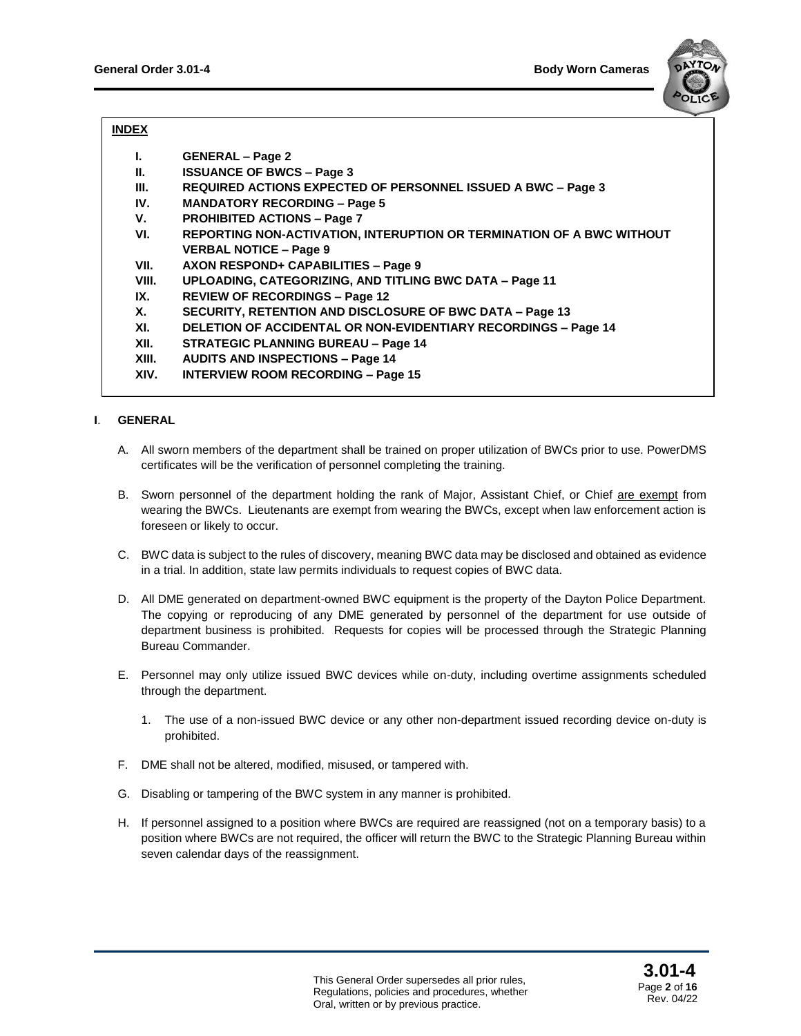## INDEX

- I. **GENERAL – Page 2**
- II. **ISSUANCE OF BWCS – Page 3**
- III. **REQUIRED ACTIONS EXPECTED OF PERSONNEL ISSUED A BWC – Page 3**
- IV. **MANDATORY RECORDING – Page 5**
- V. **PROHIBITED ACTIONS – Page 7**
- VI. **REPORTING NON-ACTIVATION, INTERUPTION OR TERMINATION OF A BWC WITHOUT VERBAL NOTICE – Page 9**
- VII. **AXON RESPOND+ CAPABILITIES – Page 9**
- VIII. **UPLOADING, CATEGORIZING, AND TITLING BWC DATA – Page 11**
- IX. **REVIEW OF RECORDINGS – Page 12**
- X. **SECURITY, RETENTION AND DISCLOSURE OF BWC DATA – Page 13**
- XI. **DELETION OF ACCIDENTAL OR NON-EVIDENTIARY RECORDINGS – Page 14**
- XII. **STRATEGIC PLANNING BUREAU – Page 14**
- XIII. **AUDITS AND INSPECTIONS – Page 14**
- XIV. **INTERVIEW ROOM RECORDING – Page 15**

## I. GENERAL

A. All sworn members of the department shall be trained on proper utilization of BWCs prior to use. PowerDMS certificates will be the verification of personnel completing the training.

B. Sworn personnel of the department holding the rank of Major, Assistant Chief, or Chief are exempt from wearing the BWCs. Lieutenants are exempt from wearing the BWCs, except when law enforcement action is foreseen or likely to occur.

C. BWC data is subject to the rules of discovery, meaning BWC data may be disclosed and obtained as evidence in a trial. In addition, state law permits individuals to request copies of BWC data.

D. All DME generated on department-owned BWC equipment is the property of the Dayton Police Department. The copying or reproducing of any DME generated by personnel of the department for use outside of department business is prohibited. Requests for copies will be processed through the Strategic Planning Bureau Commander.

E. Personnel may only utilize issued BWC devices while on-duty, including overtime assignments scheduled through the department.

   1. The use of a non-issued BWC device or any other non-department issued recording device on-duty is prohibited.

F. DME shall not be altered, modified, misused, or tampered with.

G. Disabling or tampering of the BWC system in any manner is prohibited.

H. If personnel assigned to a position where BWCs are required are reassigned (not on a temporary basis) to a position where BWCs are not required, the officer will return the BWC to the Strategic Planning Bureau within seven calendar days of the reassignment.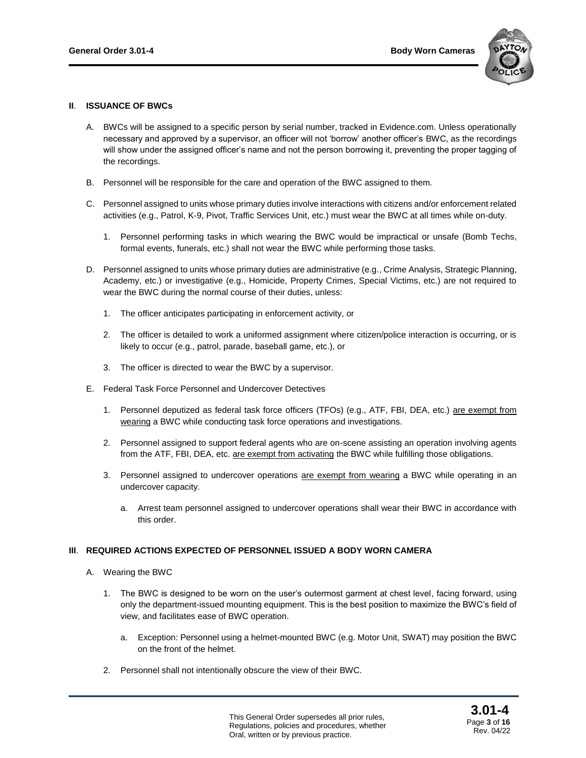## II. ISSUANCE OF BWCs

A. BWCs will be assigned to a specific person by serial number, tracked in Evidence.com. Unless operationally necessary and approved by a supervisor, an officer will not 'borrow' another officer's BWC, as the recordings will show under the assigned officer's name and not the person borrowing it, preventing the proper tagging of the recordings.

B. Personnel will be responsible for the care and operation of the BWC assigned to them.

C. Personnel assigned to units whose primary duties involve interactions with citizens and/or enforcement related activities (e.g., Patrol, K-9, Pivot, Traffic Services Unit, etc.) must wear the BWC at all times while on-duty.

1. Personnel performing tasks in which wearing the BWC would be impractical or unsafe (Bomb Techs, formal events, funerals, etc.) shall not wear the BWC while performing those tasks.

D. Personnel assigned to units whose primary duties are administrative (e.g., Crime Analysis, Strategic Planning, Academy, etc.) or investigative (e.g., Homicide, Property Crimes, Special Victims, etc.) are not required to wear the BWC during the normal course of their duties, unless:

1. The officer anticipates participating in enforcement activity, or

2. The officer is detailed to work a uniformed assignment where citizen/police interaction is occurring, or is likely to occur (e.g., patrol, parade, baseball game, etc.), or

3. The officer is directed to wear the BWC by a supervisor.

E. Federal Task Force Personnel and Undercover Detectives

1. Personnel deputized as federal task force officers (TFOs) (e.g., ATF, FBI, DEA, etc.) <u>are exempt from wearing</u> a BWC while conducting task force operations and investigations.

2. Personnel assigned to support federal agents who are on-scene assisting an operation involving agents from the ATF, FBI, DEA, etc. <u>are exempt from activating</u> the BWC while fulfilling those obligations.

3. Personnel assigned to undercover operations <u>are exempt from wearing</u> a BWC while operating in an undercover capacity.

a. Arrest team personnel assigned to undercover operations shall wear their BWC in accordance with this order.

## III. REQUIRED ACTIONS EXPECTED OF PERSONNEL ISSUED A BODY WORN CAMERA

A. Wearing the BWC

1. The BWC is designed to be worn on the user's outermost garment at chest level, facing forward, using only the department-issued mounting equipment. This is the best position to maximize the BWC's field of view, and facilitates ease of BWC operation.

a. Exception: Personnel using a helmet-mounted BWC (e.g. Motor Unit, SWAT) may position the BWC on the front of the helmet.

2. Personnel shall not intentionally obscure the view of their BWC.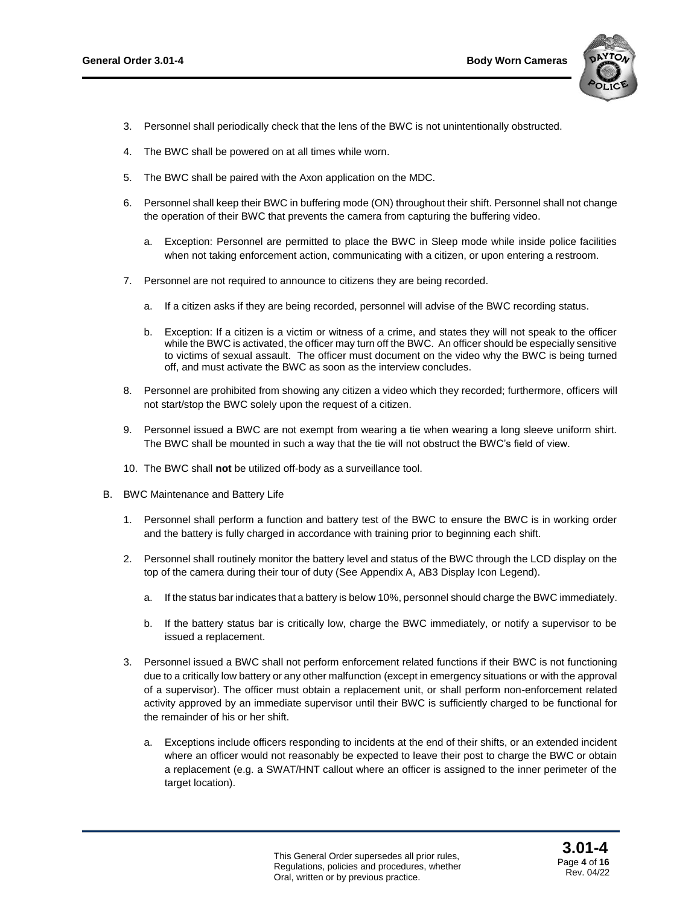3. Personnel shall periodically check that the lens of the BWC is not unintentionally obstructed.

4. The BWC shall be powered on at all times while worn.

5. The BWC shall be paired with the Axon application on the MDC.

6. Personnel shall keep their BWC in buffering mode (ON) throughout their shift. Personnel shall not change the operation of their BWC that prevents the camera from capturing the buffering video.

   a. Exception: Personnel are permitted to place the BWC in Sleep mode while inside police facilities when not taking enforcement action, communicating with a citizen, or upon entering a restroom.

7. Personnel are not required to announce to citizens they are being recorded.

   a. If a citizen asks if they are being recorded, personnel will advise of the BWC recording status.

   b. Exception: If a citizen is a victim or witness of a crime, and states they will not speak to the officer while the BWC is activated, the officer may turn off the BWC. An officer should be especially sensitive to victims of sexual assault. The officer must document on the video why the BWC is being turned off, and must activate the BWC as soon as the interview concludes.

8. Personnel are prohibited from showing any citizen a video which they recorded; furthermore, officers will not start/stop the BWC solely upon the request of a citizen.

9. Personnel issued a BWC are not exempt from wearing a tie when wearing a long sleeve uniform shirt. The BWC shall be mounted in such a way that the tie will not obstruct the BWC's field of view.

10. The BWC shall **not** be utilized off-body as a surveillance tool.

B. BWC Maintenance and Battery Life

1. Personnel shall perform a function and battery test of the BWC to ensure the BWC is in working order and the battery is fully charged in accordance with training prior to beginning each shift.

2. Personnel shall routinely monitor the battery level and status of the BWC through the LCD display on the top of the camera during their tour of duty (See Appendix A, AB3 Display Icon Legend).

   a. If the status bar indicates that a battery is below 10%, personnel should charge the BWC immediately.

   b. If the battery status bar is critically low, charge the BWC immediately, or notify a supervisor to be issued a replacement.

3. Personnel issued a BWC shall not perform enforcement related functions if their BWC is not functioning due to a critically low battery or any other malfunction (except in emergency situations or with the approval of a supervisor). The officer must obtain a replacement unit, or shall perform non-enforcement related activity approved by an immediate supervisor until their BWC is sufficiently charged to be functional for the remainder of his or her shift.

   a. Exceptions include officers responding to incidents at the end of their shifts, or an extended incident where an officer would not reasonably be expected to leave their post to charge the BWC or obtain a replacement (e.g. a SWAT/HNT callout where an officer is assigned to the inner perimeter of the target location).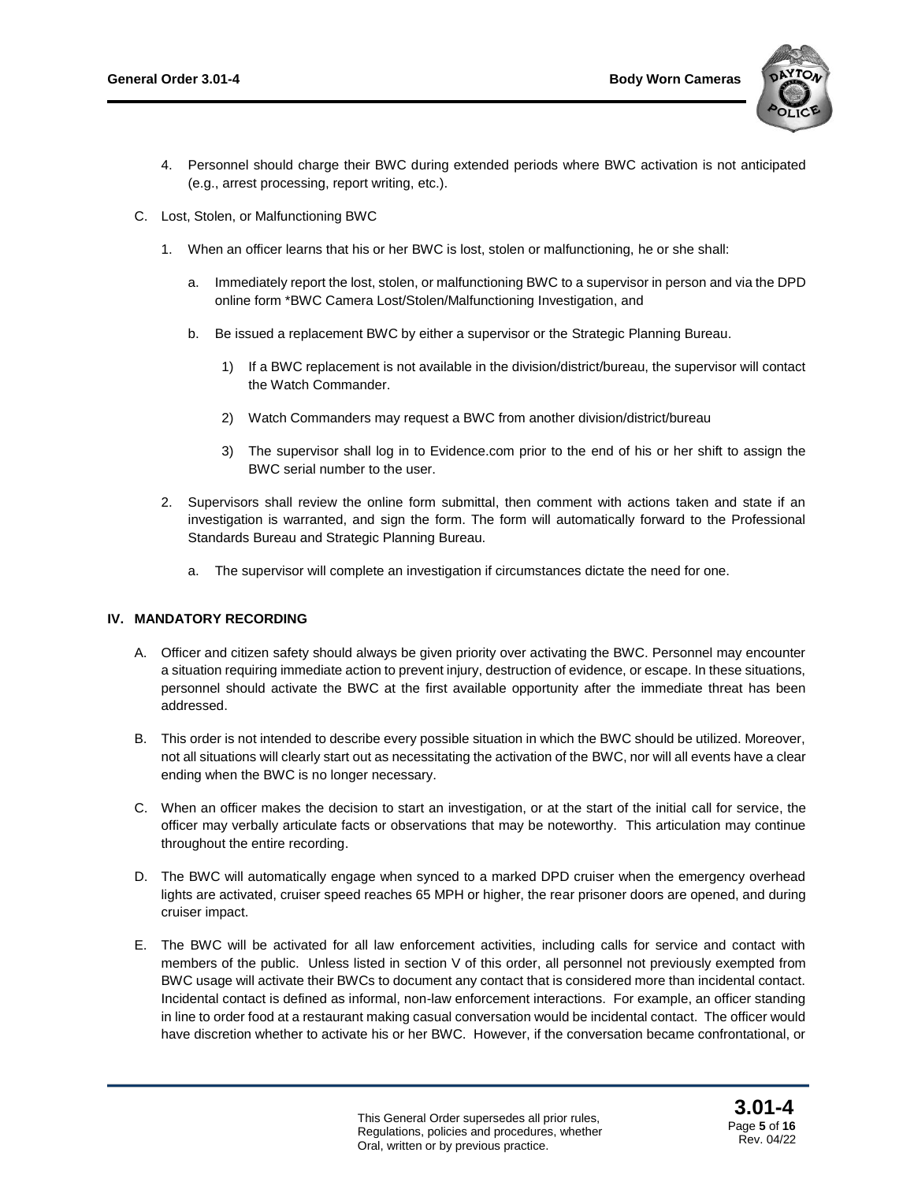4. Personnel should charge their BWC during extended periods where BWC activation is not anticipated (e.g., arrest processing, report writing, etc.).

C. Lost, Stolen, or Malfunctioning BWC

1. When an officer learns that his or her BWC is lost, stolen or malfunctioning, he or she shall:

   a. Immediately report the lost, stolen, or malfunctioning BWC to a supervisor in person and via the DPD online form *BWC Camera Lost/Stolen/Malfunctioning Investigation, and

   b. Be issued a replacement BWC by either a supervisor or the Strategic Planning Bureau.

      1) If a BWC replacement is not available in the division/district/bureau, the supervisor will contact the Watch Commander.

      2) Watch Commanders may request a BWC from another division/district/bureau

      3) The supervisor shall log in to Evidence.com prior to the end of his or her shift to assign the BWC serial number to the user.

2. Supervisors shall review the online form submittal, then comment with actions taken and state if an investigation is warranted, and sign the form. The form will automatically forward to the Professional Standards Bureau and Strategic Planning Bureau.

   a. The supervisor will complete an investigation if circumstances dictate the need for one.

## IV. MANDATORY RECORDING

A. Officer and citizen safety should always be given priority over activating the BWC. Personnel may encounter a situation requiring immediate action to prevent injury, destruction of evidence, or escape. In these situations, personnel should activate the BWC at the first available opportunity after the immediate threat has been addressed.

B. This order is not intended to describe every possible situation in which the BWC should be utilized. Moreover, not all situations will clearly start out as necessitating the activation of the BWC, nor will all events have a clear ending when the BWC is no longer necessary.

C. When an officer makes the decision to start an investigation, or at the start of the initial call for service, the officer may verbally articulate facts or observations that may be noteworthy. This articulation may continue throughout the entire recording.

D. The BWC will automatically engage when synced to a marked DPD cruiser when the emergency overhead lights are activated, cruiser speed reaches 65 MPH or higher, the rear prisoner doors are opened, and during cruiser impact.

E. The BWC will be activated for all law enforcement activities, including calls for service and contact with members of the public. Unless listed in section V of this order, all personnel not previously exempted from BWC usage will activate their BWCs to document any contact that is considered more than incidental contact. Incidental contact is defined as informal, non-law enforcement interactions. For example, an officer standing in line to order food at a restaurant making casual conversation would be incidental contact. The officer would have discretion whether to activate his or her BWC. However, if the conversation became confrontational, or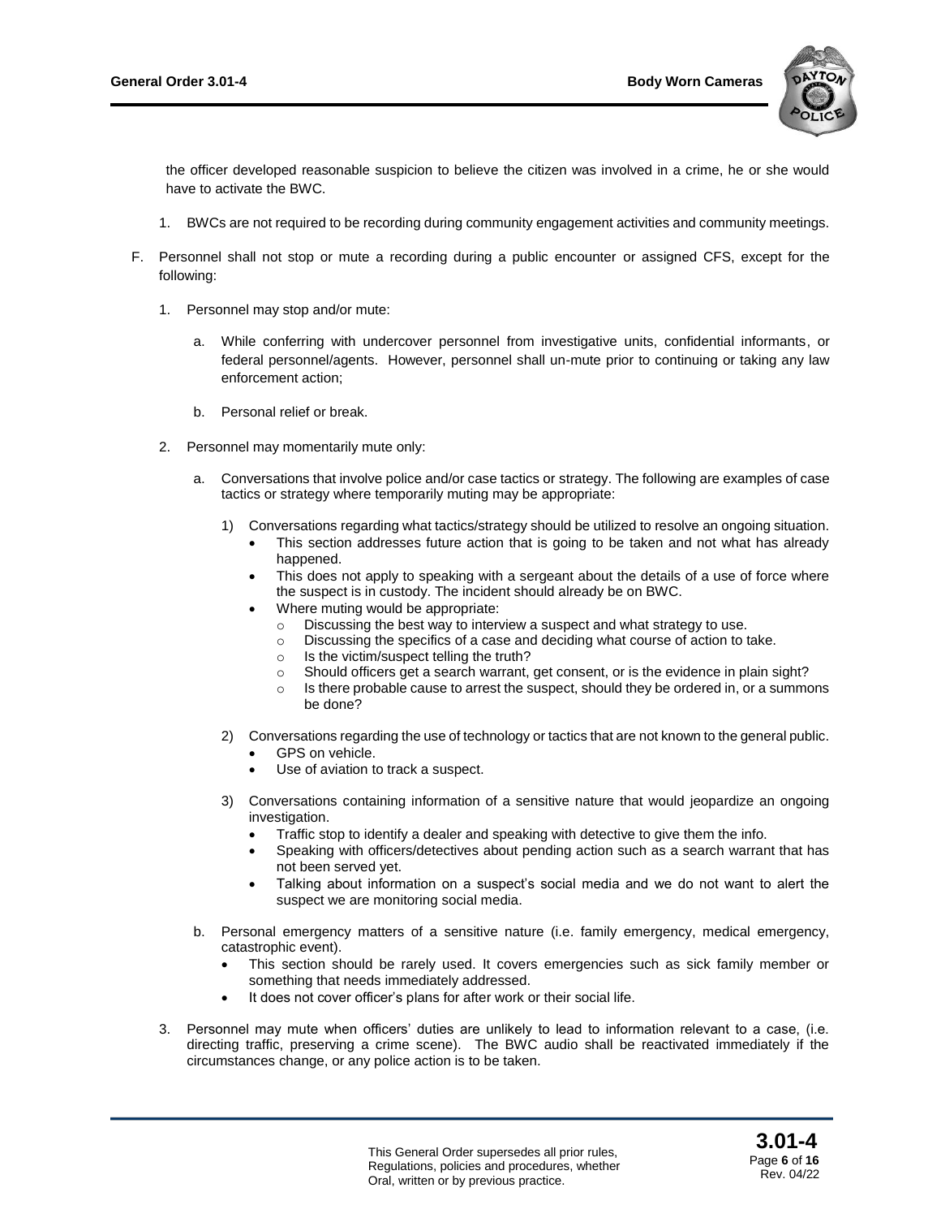the officer developed reasonable suspicion to believe the citizen was involved in a crime, he or she would have to activate the BWC.

1. BWCs are not required to be recording during community engagement activities and community meetings.

F. Personnel shall not stop or mute a recording during a public encounter or assigned CFS, except for the following:

   1. Personnel may stop and/or mute:

      a. While conferring with undercover personnel from investigative units, confidential informants, or federal personnel/agents. However, personnel shall un-mute prior to continuing or taking any law enforcement action;

      b. Personal relief or break.

   2. Personnel may momentarily mute only:

      a. Conversations that involve police and/or case tactics or strategy. The following are examples of case tactics or strategy where temporarily muting may be appropriate:

         1) Conversations regarding what tactics/strategy should be utilized to resolve an ongoing situation.
            - This section addresses future action that is going to be taken and not what has already happened.
            - This does not apply to speaking with a sergeant about the details of a use of force where the suspect is in custody. The incident should already be on BWC.
            - Where muting would be appropriate:
              - Discussing the best way to interview a suspect and what strategy to use.
              - Discussing the specifics of a case and deciding what course of action to take.
              - Is the victim/suspect telling the truth?
              - Should officers get a search warrant, get consent, or is the evidence in plain sight?
              - Is there probable cause to arrest the suspect, should they be ordered in, or a summons be done?

         2) Conversations regarding the use of technology or tactics that are not known to the general public.
            - GPS on vehicle.
            - Use of aviation to track a suspect.

         3) Conversations containing information of a sensitive nature that would jeopardize an ongoing investigation.
            - Traffic stop to identify a dealer and speaking with detective to give them the info.
            - Speaking with officers/detectives about pending action such as a search warrant that has not been served yet.
            - Talking about information on a suspect's social media and we do not want to alert the suspect we are monitoring social media.

      b. Personal emergency matters of a sensitive nature (i.e. family emergency, medical emergency, catastrophic event).
         - This section should be rarely used. It covers emergencies such as sick family member or something that needs immediately addressed.
         - It does not cover officer's plans for after work or their social life.

   3. Personnel may mute when officers' duties are unlikely to lead to information relevant to a case, (i.e. directing traffic, preserving a crime scene). The BWC audio shall be reactivated immediately if the circumstances change, or any police action is to be taken.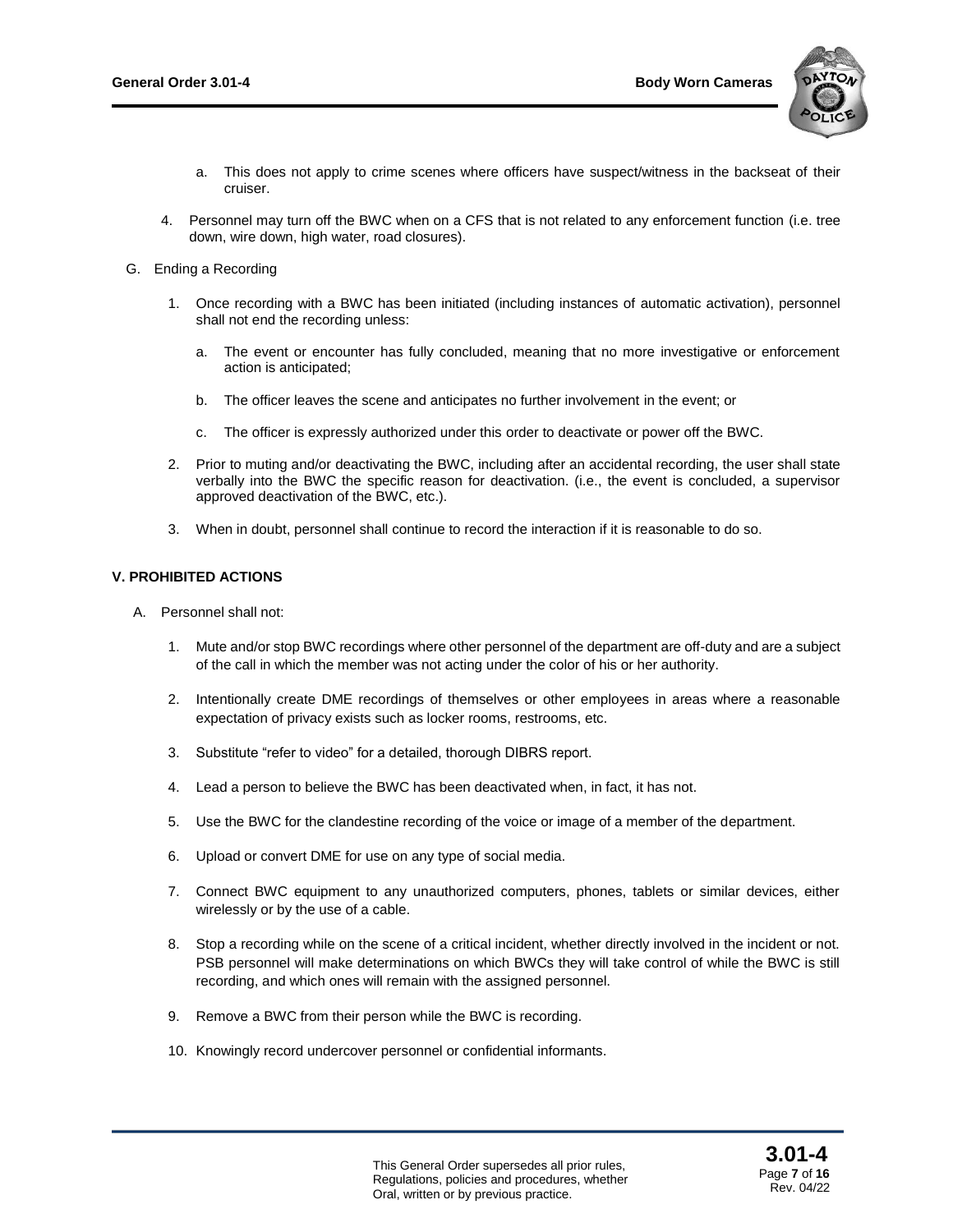a. This does not apply to crime scenes where officers have suspect/witness in the backseat of their cruiser.

4. Personnel may turn off the BWC when on a CFS that is not related to any enforcement function (i.e. tree down, wire down, high water, road closures).

G. Ending a Recording

1. Once recording with a BWC has been initiated (including instances of automatic activation), personnel shall not end the recording unless:

   a. The event or encounter has fully concluded, meaning that no more investigative or enforcement action is anticipated;

   b. The officer leaves the scene and anticipates no further involvement in the event; or

   c. The officer is expressly authorized under this order to deactivate or power off the BWC.

2. Prior to muting and/or deactivating the BWC, including after an accidental recording, the user shall state verbally into the BWC the specific reason for deactivation. (i.e., the event is concluded, a supervisor approved deactivation of the BWC, etc.).

3. When in doubt, personnel shall continue to record the interaction if it is reasonable to do so.

**V. PROHIBITED ACTIONS**

A. Personnel shall not:

1. Mute and/or stop BWC recordings where other personnel of the department are off-duty and are a subject of the call in which the member was not acting under the color of his or her authority.

2. Intentionally create DME recordings of themselves or other employees in areas where a reasonable expectation of privacy exists such as locker rooms, restrooms, etc.

3. Substitute "refer to video" for a detailed, thorough DIBRS report.

4. Lead a person to believe the BWC has been deactivated when, in fact, it has not.

5. Use the BWC for the clandestine recording of the voice or image of a member of the department.

6. Upload or convert DME for use on any type of social media.

7. Connect BWC equipment to any unauthorized computers, phones, tablets or similar devices, either wirelessly or by the use of a cable.

8. Stop a recording while on the scene of a critical incident, whether directly involved in the incident or not. PSB personnel will make determinations on which BWCs they will take control of while the BWC is still recording, and which ones will remain with the assigned personnel.

9. Remove a BWC from their person while the BWC is recording.

10. Knowingly record undercover personnel or confidential informants.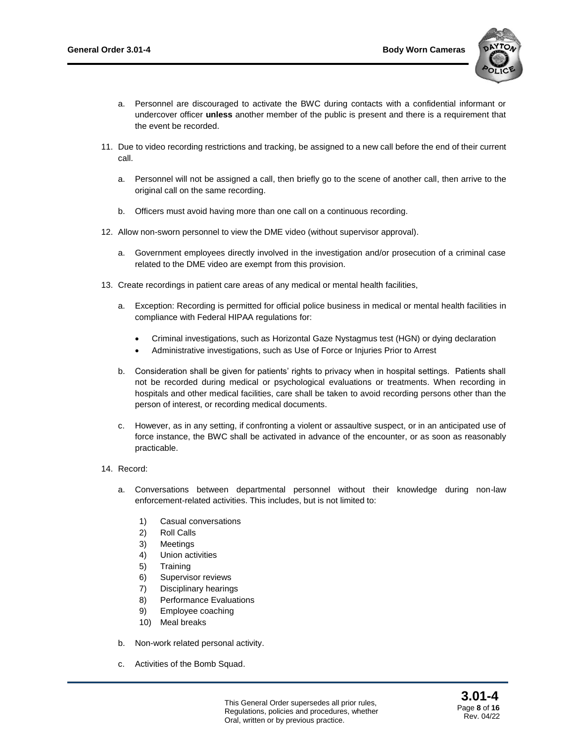a. Personnel are discouraged to activate the BWC during contacts with a confidential informant or undercover officer **unless** another member of the public is present and there is a requirement that the event be recorded.

11. Due to video recording restrictions and tracking, be assigned to a new call before the end of their current call.

    a. Personnel will not be assigned a call, then briefly go to the scene of another call, then arrive to the original call on the same recording.

    b. Officers must avoid having more than one call on a continuous recording.

12. Allow non-sworn personnel to view the DME video (without supervisor approval).

    a. Government employees directly involved in the investigation and/or prosecution of a criminal case related to the DME video are exempt from this provision.

13. Create recordings in patient care areas of any medical or mental health facilities,

    a. Exception: Recording is permitted for official police business in medical or mental health facilities in compliance with Federal HIPAA regulations for:

       - Criminal investigations, such as Horizontal Gaze Nystagmus test (HGN) or dying declaration
       - Administrative investigations, such as Use of Force or Injuries Prior to Arrest

    b. Consideration shall be given for patients' rights to privacy when in hospital settings. Patients shall not be recorded during medical or psychological evaluations or treatments. When recording in hospitals and other medical facilities, care shall be taken to avoid recording persons other than the person of interest, or recording medical documents.

    c. However, as in any setting, if confronting a violent or assaultive suspect, or in an anticipated use of force instance, the BWC shall be activated in advance of the encounter, or as soon as reasonably practicable.

14. Record:

    a. Conversations between departmental personnel without their knowledge during non-law enforcement-related activities. This includes, but is not limited to:

       1) Casual conversations
       2) Roll Calls
       3) Meetings
       4) Union activities
       5) Training
       6) Supervisor reviews
       7) Disciplinary hearings
       8) Performance Evaluations
       9) Employee coaching
       10) Meal breaks

    b. Non-work related personal activity.

    c. Activities of the Bomb Squad.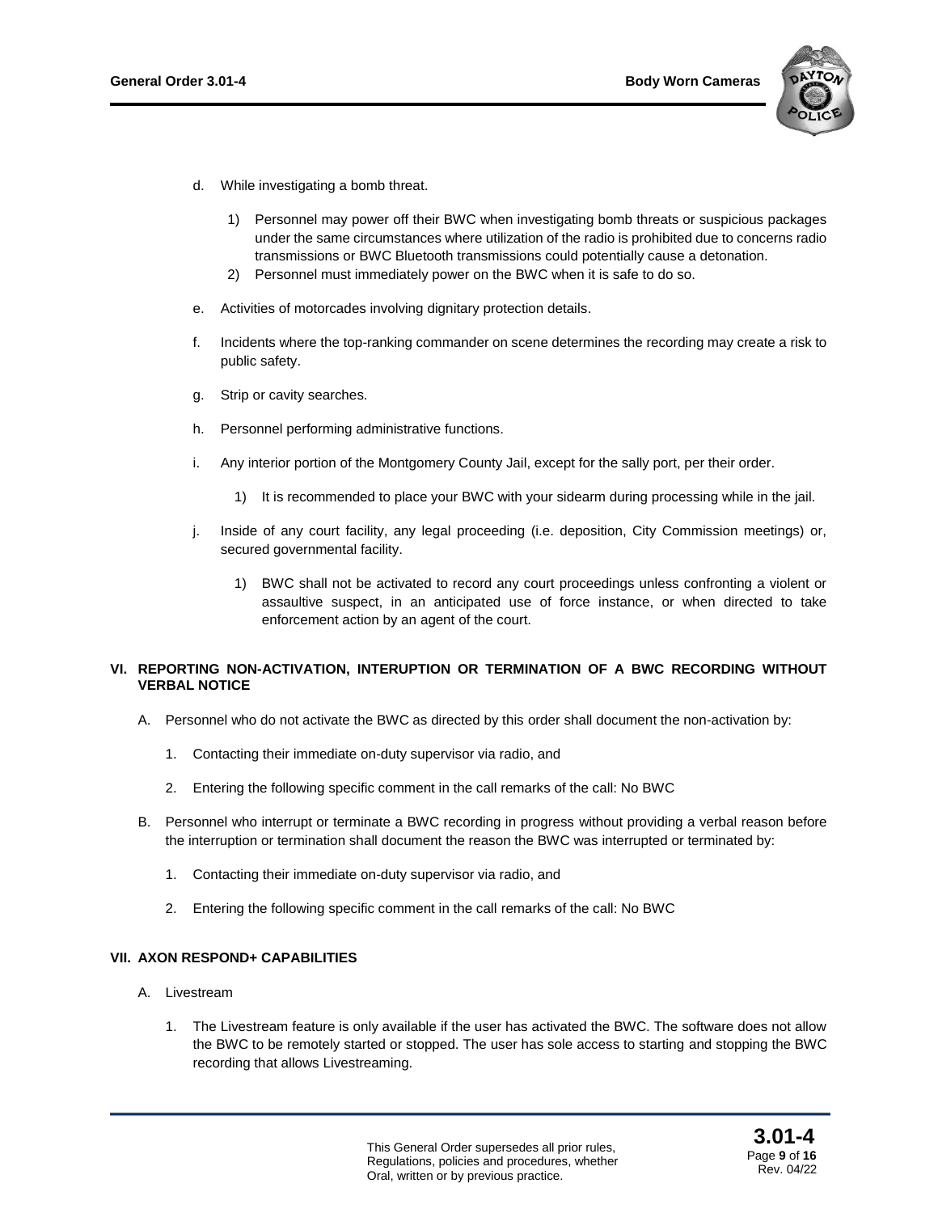d. While investigating a bomb threat.

   1) Personnel may power off their BWC when investigating bomb threats or suspicious packages under the same circumstances where utilization of the radio is prohibited due to concerns radio transmissions or BWC Bluetooth transmissions could potentially cause a detonation.
   2) Personnel must immediately power on the BWC when it is safe to do so.

e. Activities of motorcades involving dignitary protection details.

f. Incidents where the top-ranking commander on scene determines the recording may create a risk to public safety.

g. Strip or cavity searches.

h. Personnel performing administrative functions.

i. Any interior portion of the Montgomery County Jail, except for the sally port, per their order.

   1) It is recommended to place your BWC with your sidearm during processing while in the jail.

j. Inside of any court facility, any legal proceeding (i.e. deposition, City Commission meetings) or, secured governmental facility.

   1) BWC shall not be activated to record any court proceedings unless confronting a violent or assaultive suspect, in an anticipated use of force instance, or when directed to take enforcement action by an agent of the court.

## VI. REPORTING NON-ACTIVATION, INTERUPTION OR TERMINATION OF A BWC RECORDING WITHOUT VERBAL NOTICE

A. Personnel who do not activate the BWC as directed by this order shall document the non-activation by:

   1. Contacting their immediate on-duty supervisor via radio, and
   2. Entering the following specific comment in the call remarks of the call: No BWC

B. Personnel who interrupt or terminate a BWC recording in progress without providing a verbal reason before the interruption or termination shall document the reason the BWC was interrupted or terminated by:

   1. Contacting their immediate on-duty supervisor via radio, and
   2. Entering the following specific comment in the call remarks of the call: No BWC

## VII. AXON RESPOND+ CAPABILITIES

A. Livestream

   1. The Livestream feature is only available if the user has activated the BWC. The software does not allow the BWC to be remotely started or stopped. The user has sole access to starting and stopping the BWC recording that allows Livestreaming.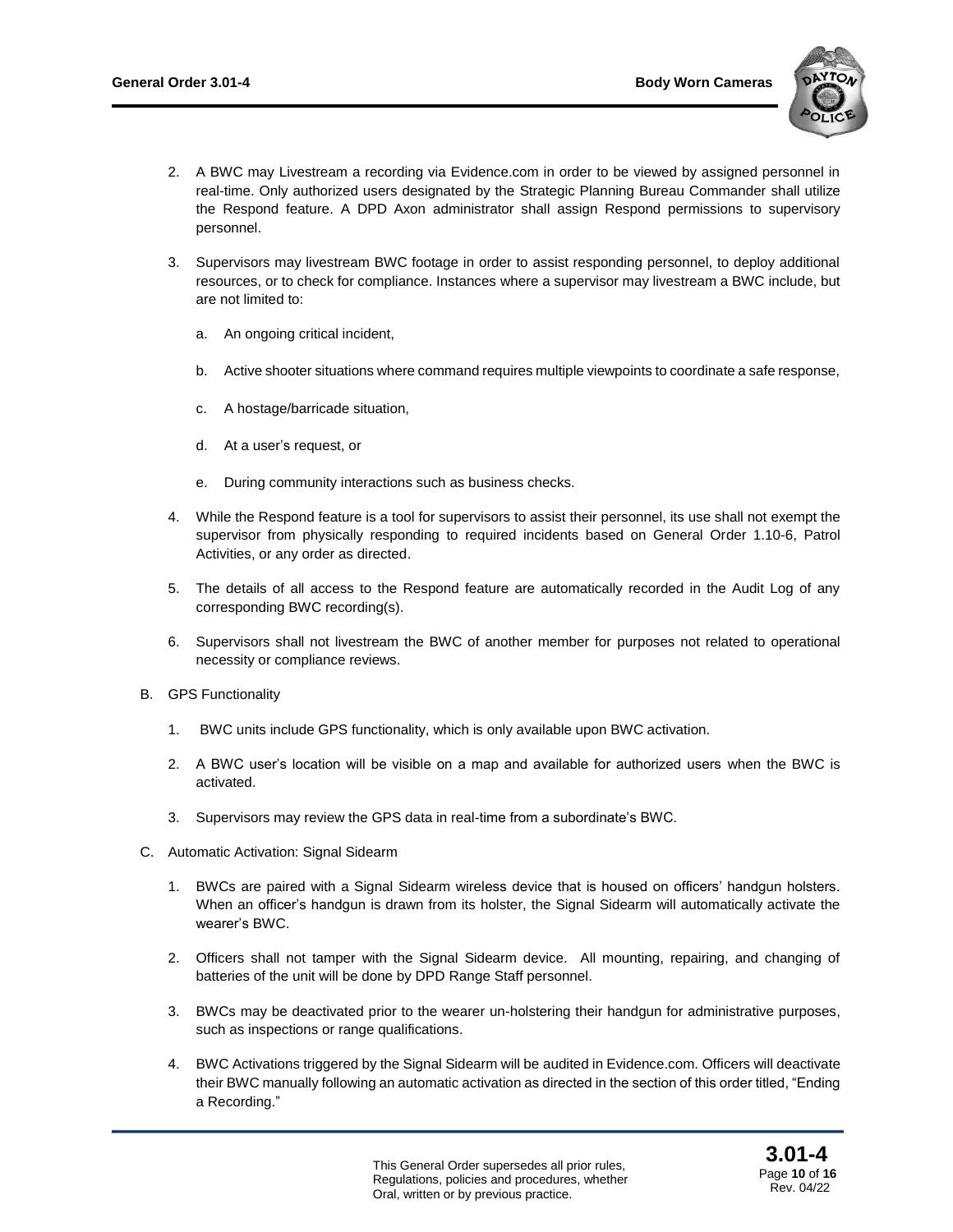2. A BWC may Livestream a recording via Evidence.com in order to be viewed by assigned personnel in real-time. Only authorized users designated by the Strategic Planning Bureau Commander shall utilize the Respond feature. A DPD Axon administrator shall assign Respond permissions to supervisory personnel.

3. Supervisors may livestream BWC footage in order to assist responding personnel, to deploy additional resources, or to check for compliance. Instances where a supervisor may livestream a BWC include, but are not limited to:

   a. An ongoing critical incident,

   b. Active shooter situations where command requires multiple viewpoints to coordinate a safe response,

   c. A hostage/barricade situation,

   d. At a user's request, or

   e. During community interactions such as business checks.

4. While the Respond feature is a tool for supervisors to assist their personnel, its use shall not exempt the supervisor from physically responding to required incidents based on General Order 1.10-6, Patrol Activities, or any order as directed.

5. The details of all access to the Respond feature are automatically recorded in the Audit Log of any corresponding BWC recording(s).

6. Supervisors shall not livestream the BWC of another member for purposes not related to operational necessity or compliance reviews.

B. GPS Functionality

1. BWC units include GPS functionality, which is only available upon BWC activation.

2. A BWC user's location will be visible on a map and available for authorized users when the BWC is activated.

3. Supervisors may review the GPS data in real-time from a subordinate's BWC.

C. Automatic Activation: Signal Sidearm

1. BWCs are paired with a Signal Sidearm wireless device that is housed on officers' handgun holsters. When an officer's handgun is drawn from its holster, the Signal Sidearm will automatically activate the wearer's BWC.

2. Officers shall not tamper with the Signal Sidearm device. All mounting, repairing, and changing of batteries of the unit will be done by DPD Range Staff personnel.

3. BWCs may be deactivated prior to the wearer un-holstering their handgun for administrative purposes, such as inspections or range qualifications.

4. BWC Activations triggered by the Signal Sidearm will be audited in Evidence.com. Officers will deactivate their BWC manually following an automatic activation as directed in the section of this order titled, "Ending a Recording."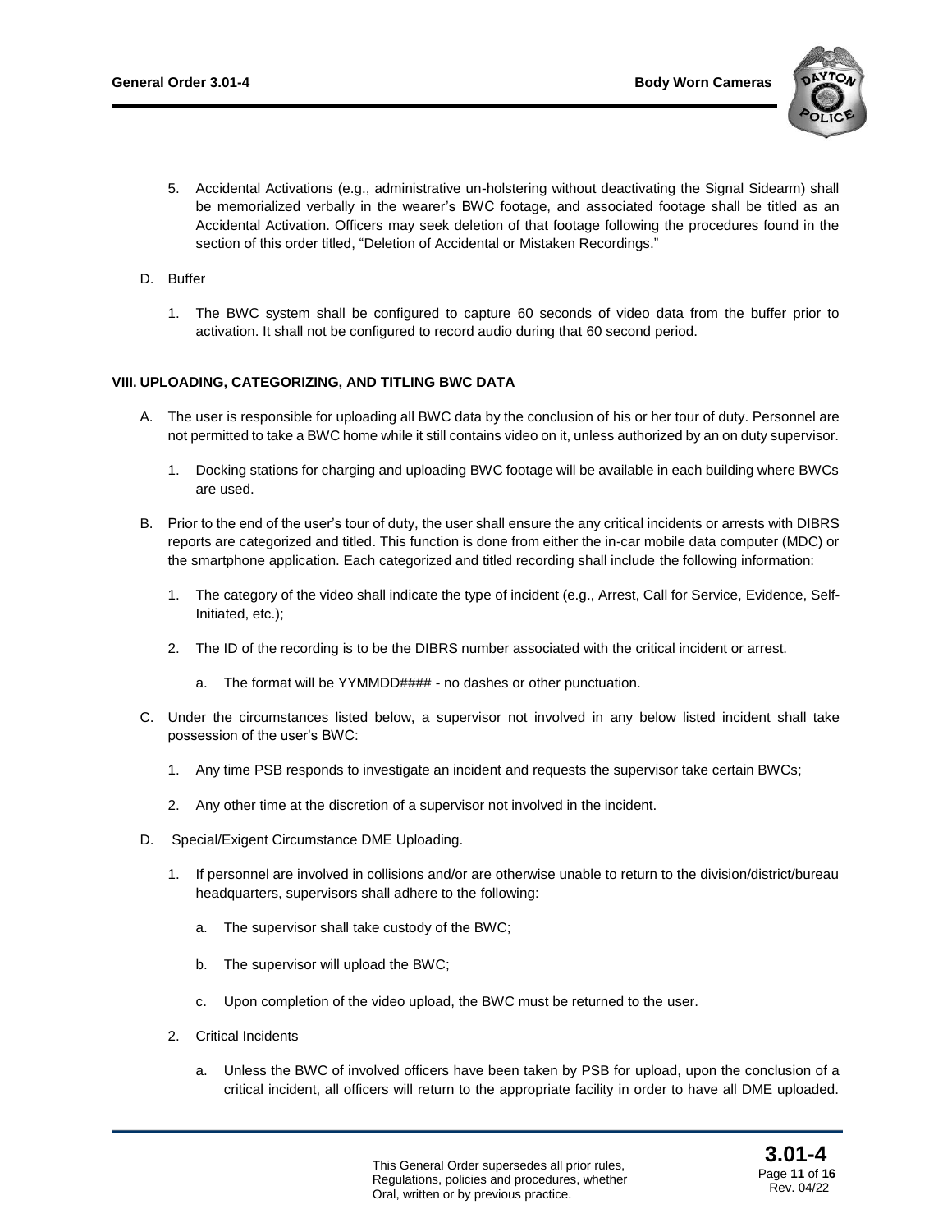5. Accidental Activations (e.g., administrative un-holstering without deactivating the Signal Sidearm) shall be memorialized verbally in the wearer's BWC footage, and associated footage shall be titled as an Accidental Activation. Officers may seek deletion of that footage following the procedures found in the section of this order titled, "Deletion of Accidental or Mistaken Recordings."

D. Buffer

   1. The BWC system shall be configured to capture 60 seconds of video data from the buffer prior to activation. It shall not be configured to record audio during that 60 second period.

## VIII. UPLOADING, CATEGORIZING, AND TITLING BWC DATA

A. The user is responsible for uploading all BWC data by the conclusion of his or her tour of duty. Personnel are not permitted to take a BWC home while it still contains video on it, unless authorized by an on duty supervisor.

   1. Docking stations for charging and uploading BWC footage will be available in each building where BWCs are used.

B. Prior to the end of the user's tour of duty, the user shall ensure the any critical incidents or arrests with DIBRS reports are categorized and titled. This function is done from either the in-car mobile data computer (MDC) or the smartphone application. Each categorized and titled recording shall include the following information:

   1. The category of the video shall indicate the type of incident (e.g., Arrest, Call for Service, Evidence, Self-Initiated, etc.);

   2. The ID of the recording is to be the DIBRS number associated with the critical incident or arrest.

      a. The format will be YYMMDD#### - no dashes or other punctuation.

C. Under the circumstances listed below, a supervisor not involved in any below listed incident shall take possession of the user's BWC:

   1. Any time PSB responds to investigate an incident and requests the supervisor take certain BWCs;

   2. Any other time at the discretion of a supervisor not involved in the incident.

D. Special/Exigent Circumstance DME Uploading.

   1. If personnel are involved in collisions and/or are otherwise unable to return to the division/district/bureau headquarters, supervisors shall adhere to the following:

      a. The supervisor shall take custody of the BWC;

      b. The supervisor will upload the BWC;

      c. Upon completion of the video upload, the BWC must be returned to the user.

   2. Critical Incidents

      a. Unless the BWC of involved officers have been taken by PSB for upload, upon the conclusion of a critical incident, all officers will return to the appropriate facility in order to have all DME uploaded.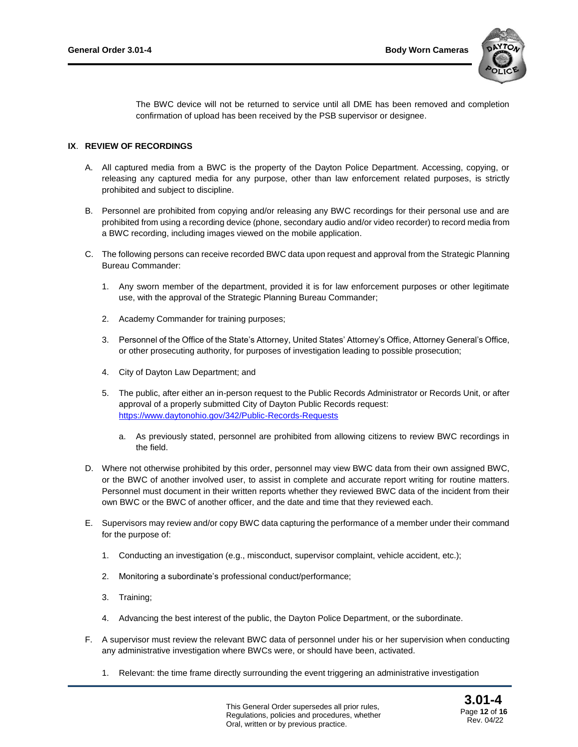The BWC device will not be returned to service until all DME has been removed and completion confirmation of upload has been received by the PSB supervisor or designee.

## IX. REVIEW OF RECORDINGS

A. All captured media from a BWC is the property of the Dayton Police Department. Accessing, copying, or releasing any captured media for any purpose, other than law enforcement related purposes, is strictly prohibited and subject to discipline.

B. Personnel are prohibited from copying and/or releasing any BWC recordings for their personal use and are prohibited from using a recording device (phone, secondary audio and/or video recorder) to record media from a BWC recording, including images viewed on the mobile application.

C. The following persons can receive recorded BWC data upon request and approval from the Strategic Planning Bureau Commander:

   1. Any sworn member of the department, provided it is for law enforcement purposes or other legitimate use, with the approval of the Strategic Planning Bureau Commander;

   2. Academy Commander for training purposes;

   3. Personnel of the Office of the State's Attorney, United States' Attorney's Office, Attorney General's Office, or other prosecuting authority, for purposes of investigation leading to possible prosecution;

   4. City of Dayton Law Department; and

   5. The public, after either an in-person request to the Public Records Administrator or Records Unit, or after approval of a properly submitted City of Dayton Public Records request: https://www.daytonohio.gov/342/Public-Records-Requests

      a. As previously stated, personnel are prohibited from allowing citizens to review BWC recordings in the field.

D. Where not otherwise prohibited by this order, personnel may view BWC data from their own assigned BWC, or the BWC of another involved user, to assist in complete and accurate report writing for routine matters. Personnel must document in their written reports whether they reviewed BWC data of the incident from their own BWC or the BWC of another officer, and the date and time that they reviewed each.

E. Supervisors may review and/or copy BWC data capturing the performance of a member under their command for the purpose of:

   1. Conducting an investigation (e.g., misconduct, supervisor complaint, vehicle accident, etc.);

   2. Monitoring a subordinate's professional conduct/performance;

   3. Training;

   4. Advancing the best interest of the public, the Dayton Police Department, or the subordinate.

F. A supervisor must review the relevant BWC data of personnel under his or her supervision when conducting any administrative investigation where BWCs were, or should have been, activated.

   1. Relevant: the time frame directly surrounding the event triggering an administrative investigation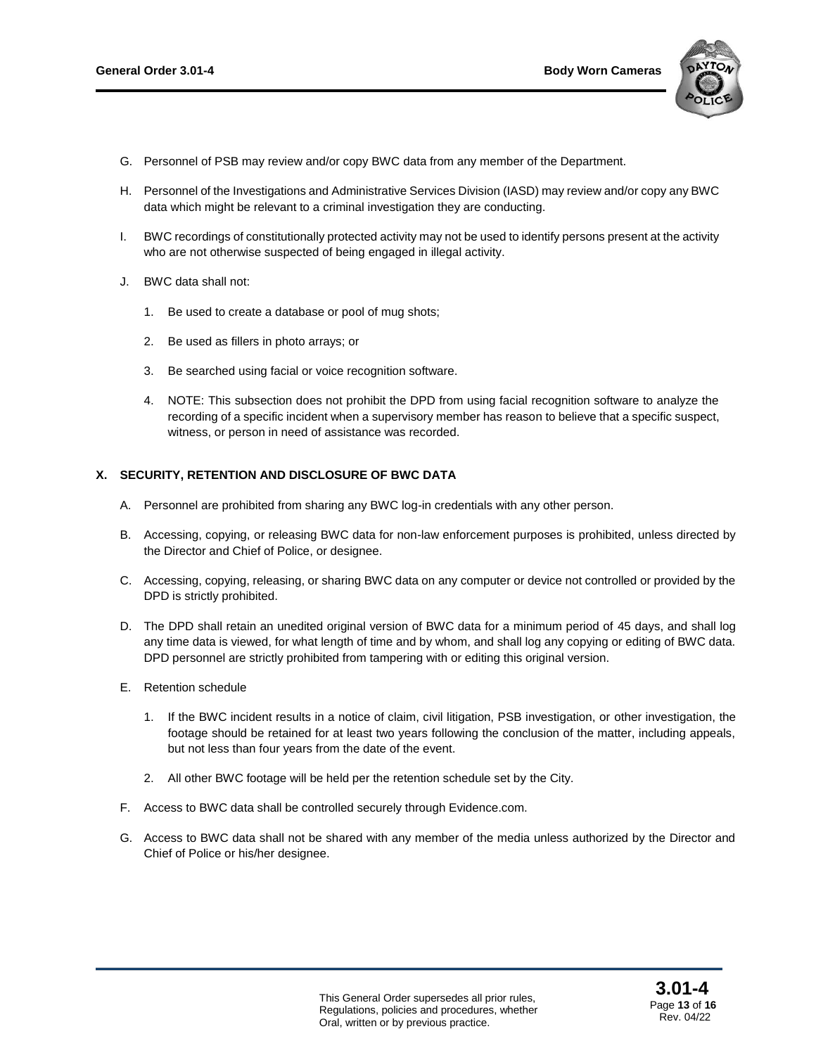G. Personnel of PSB may review and/or copy BWC data from any member of the Department.

H. Personnel of the Investigations and Administrative Services Division (IASD) may review and/or copy any BWC data which might be relevant to a criminal investigation they are conducting.

I. BWC recordings of constitutionally protected activity may not be used to identify persons present at the activity who are not otherwise suspected of being engaged in illegal activity.

J. BWC data shall not:

   1. Be used to create a database or pool of mug shots;

   2. Be used as fillers in photo arrays; or

   3. Be searched using facial or voice recognition software.

   4. NOTE: This subsection does not prohibit the DPD from using facial recognition software to analyze the recording of a specific incident when a supervisory member has reason to believe that a specific suspect, witness, or person in need of assistance was recorded.

## X. SECURITY, RETENTION AND DISCLOSURE OF BWC DATA

A. Personnel are prohibited from sharing any BWC log-in credentials with any other person.

B. Accessing, copying, or releasing BWC data for non-law enforcement purposes is prohibited, unless directed by the Director and Chief of Police, or designee.

C. Accessing, copying, releasing, or sharing BWC data on any computer or device not controlled or provided by the DPD is strictly prohibited.

D. The DPD shall retain an unedited original version of BWC data for a minimum period of 45 days, and shall log any time data is viewed, for what length of time and by whom, and shall log any copying or editing of BWC data. DPD personnel are strictly prohibited from tampering with or editing this original version.

E. Retention schedule

   1. If the BWC incident results in a notice of claim, civil litigation, PSB investigation, or other investigation, the footage should be retained for at least two years following the conclusion of the matter, including appeals, but not less than four years from the date of the event.

   2. All other BWC footage will be held per the retention schedule set by the City.

F. Access to BWC data shall be controlled securely through Evidence.com.

G. Access to BWC data shall not be shared with any member of the media unless authorized by the Director and Chief of Police or his/her designee.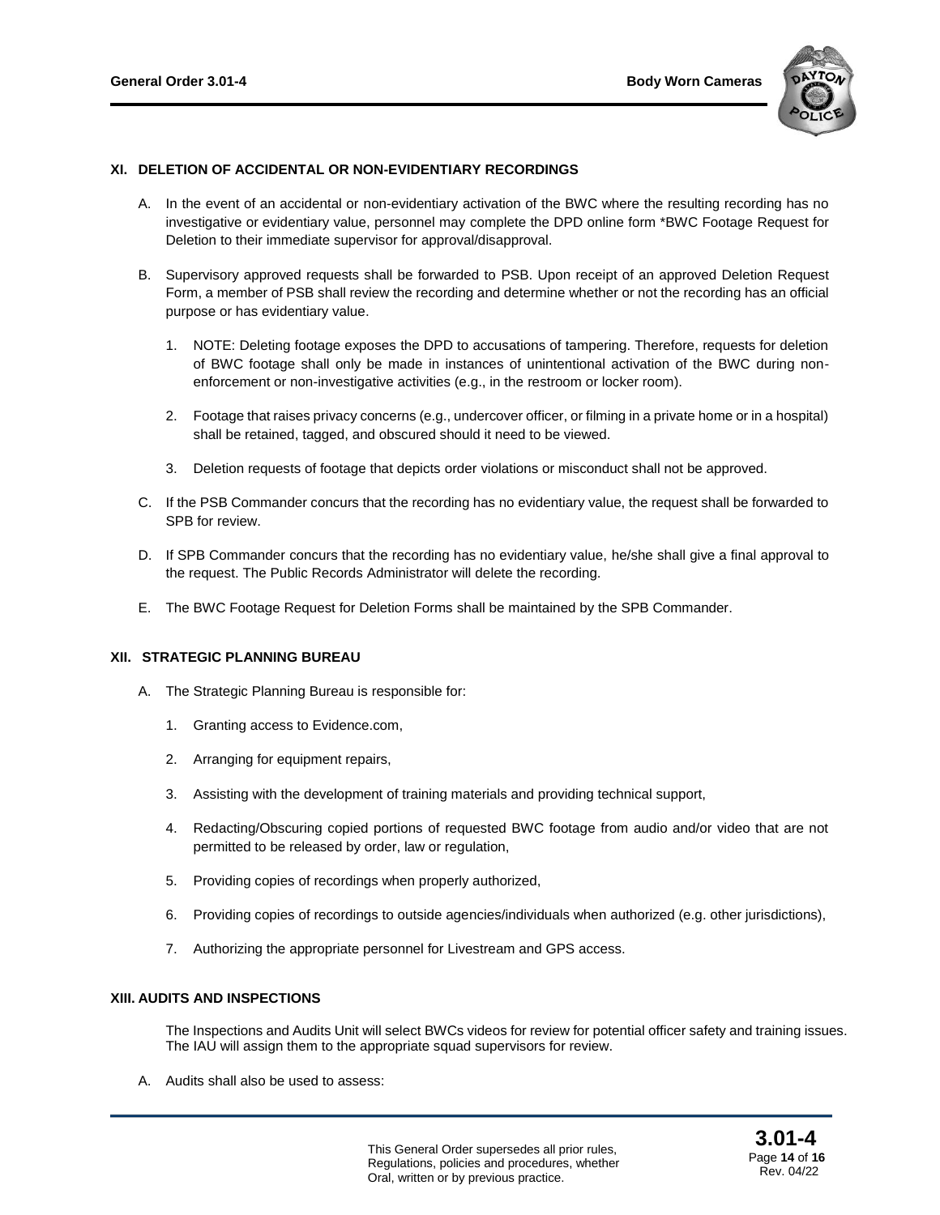## XI. DELETION OF ACCIDENTAL OR NON-EVIDENTIARY RECORDINGS

A. In the event of an accidental or non-evidentiary activation of the BWC where the resulting recording has no investigative or evidentiary value, personnel may complete the DPD online form *BWC Footage Request for Deletion to their immediate supervisor for approval/disapproval.

B. Supervisory approved requests shall be forwarded to PSB. Upon receipt of an approved Deletion Request Form, a member of PSB shall review the recording and determine whether or not the recording has an official purpose or has evidentiary value.

   1. NOTE: Deleting footage exposes the DPD to accusations of tampering. Therefore, requests for deletion of BWC footage shall only be made in instances of unintentional activation of the BWC during non-enforcement or non-investigative activities (e.g., in the restroom or locker room).

   2. Footage that raises privacy concerns (e.g., undercover officer, or filming in a private home or in a hospital) shall be retained, tagged, and obscured should it need to be viewed.

   3. Deletion requests of footage that depicts order violations or misconduct shall not be approved.

C. If the PSB Commander concurs that the recording has no evidentiary value, the request shall be forwarded to SPB for review.

D. If SPB Commander concurs that the recording has no evidentiary value, he/she shall give a final approval to the request. The Public Records Administrator will delete the recording.

E. The BWC Footage Request for Deletion Forms shall be maintained by the SPB Commander.

## XII. STRATEGIC PLANNING BUREAU

A. The Strategic Planning Bureau is responsible for:

   1. Granting access to Evidence.com,

   2. Arranging for equipment repairs,

   3. Assisting with the development of training materials and providing technical support,

   4. Redacting/Obscuring copied portions of requested BWC footage from audio and/or video that are not permitted to be released by order, law or regulation,

   5. Providing copies of recordings when properly authorized,

   6. Providing copies of recordings to outside agencies/individuals when authorized (e.g. other jurisdictions),

   7. Authorizing the appropriate personnel for Livestream and GPS access.

## XIII. AUDITS AND INSPECTIONS

The Inspections and Audits Unit will select BWCs videos for review for potential officer safety and training issues. The IAU will assign them to the appropriate squad supervisors for review.

A. Audits shall also be used to assess: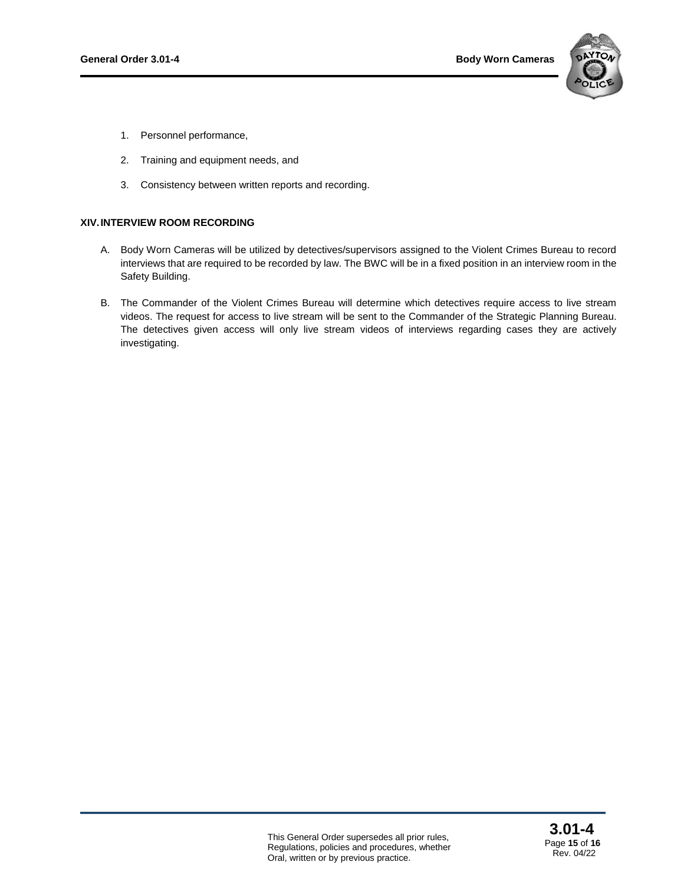1. Personnel performance,

2. Training and equipment needs, and

3. Consistency between written reports and recording.

## XIV. INTERVIEW ROOM RECORDING

A. Body Worn Cameras will be utilized by detectives/supervisors assigned to the Violent Crimes Bureau to record interviews that are required to be recorded by law. The BWC will be in a fixed position in an interview room in the Safety Building.

B. The Commander of the Violent Crimes Bureau will determine which detectives require access to live stream videos. The request for access to live stream will be sent to the Commander of the Strategic Planning Bureau. The detectives given access will only live stream videos of interviews regarding cases they are actively investigating.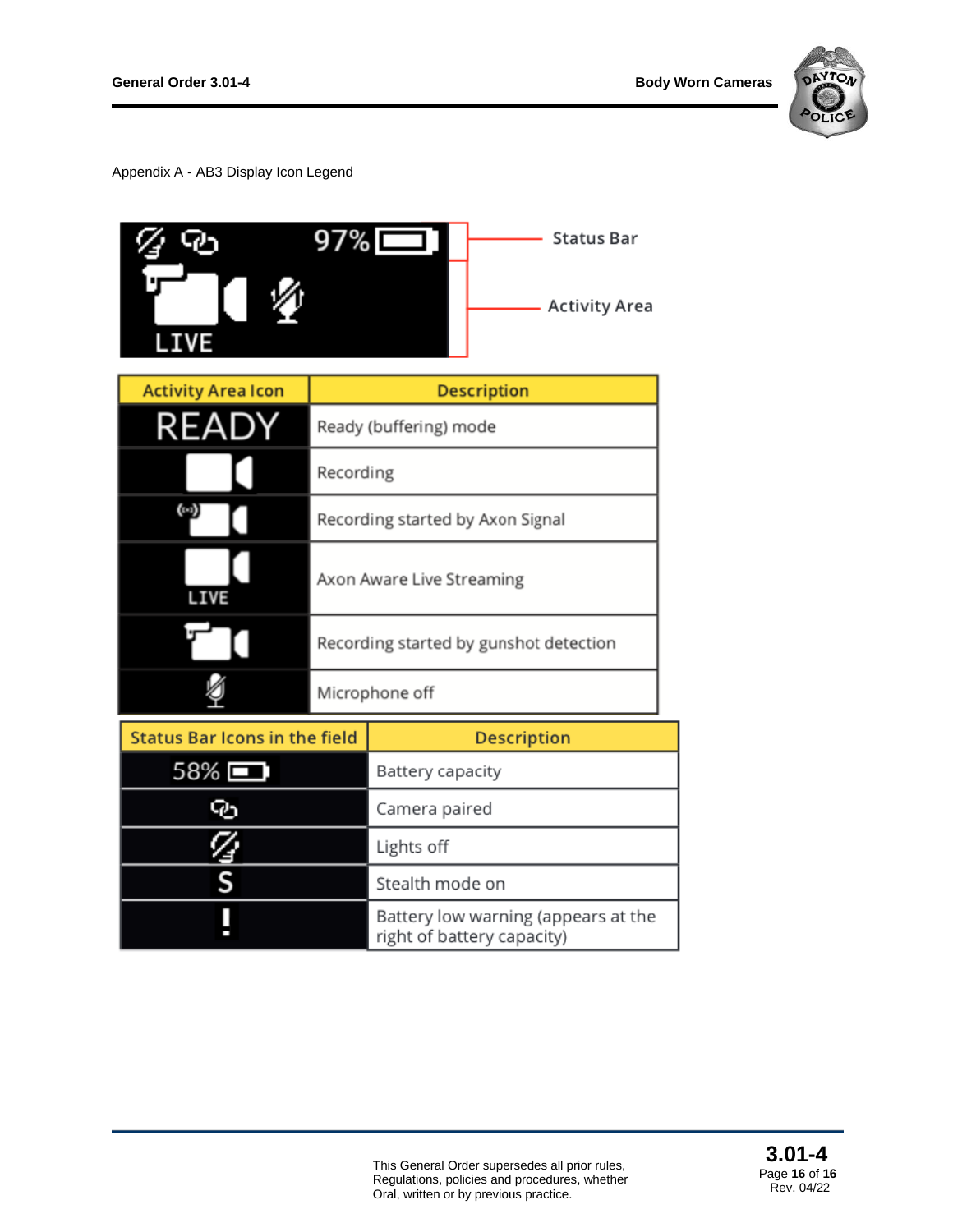Appendix A - AB3 Display Icon Legend

97%

LIVE

Status Bar

Activity Area

| Activity Area Icon | Description |
|---|---|
| READY | Ready (buffering) mode |
| | Recording |
| | Recording started by Axon Signal |
| LIVE | Axon Aware Live Streaming |
| | Recording started by gunshot detection |
| | Microphone off |

| Status Bar Icons in the field | Description |
|---|---|
| 58% | Battery capacity |
| | Camera paired |
| | Lights off |
| S | Stealth mode on |
| ! | Battery low warning (appears at the right of battery capacity) |

This General Order supersedes all prior rules, Regulations, policies and procedures, whether Oral, written or by previous practice.